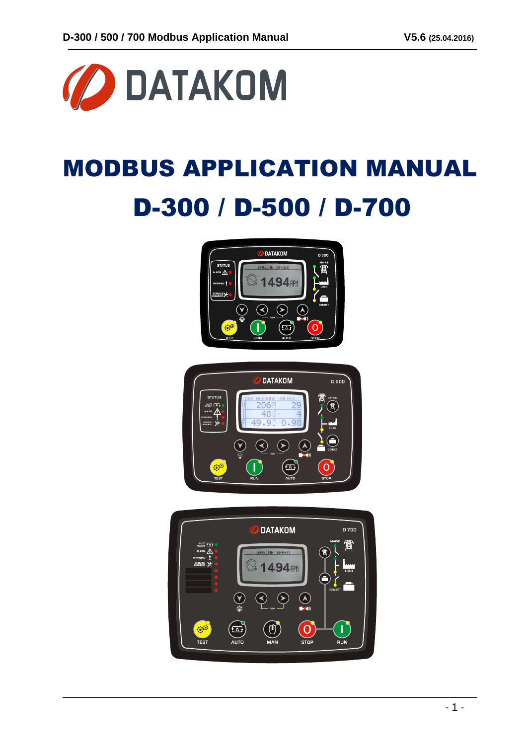DATAKOM

# MODBUS APPLICATION MANUAL

# D-300 / D-500 / D-700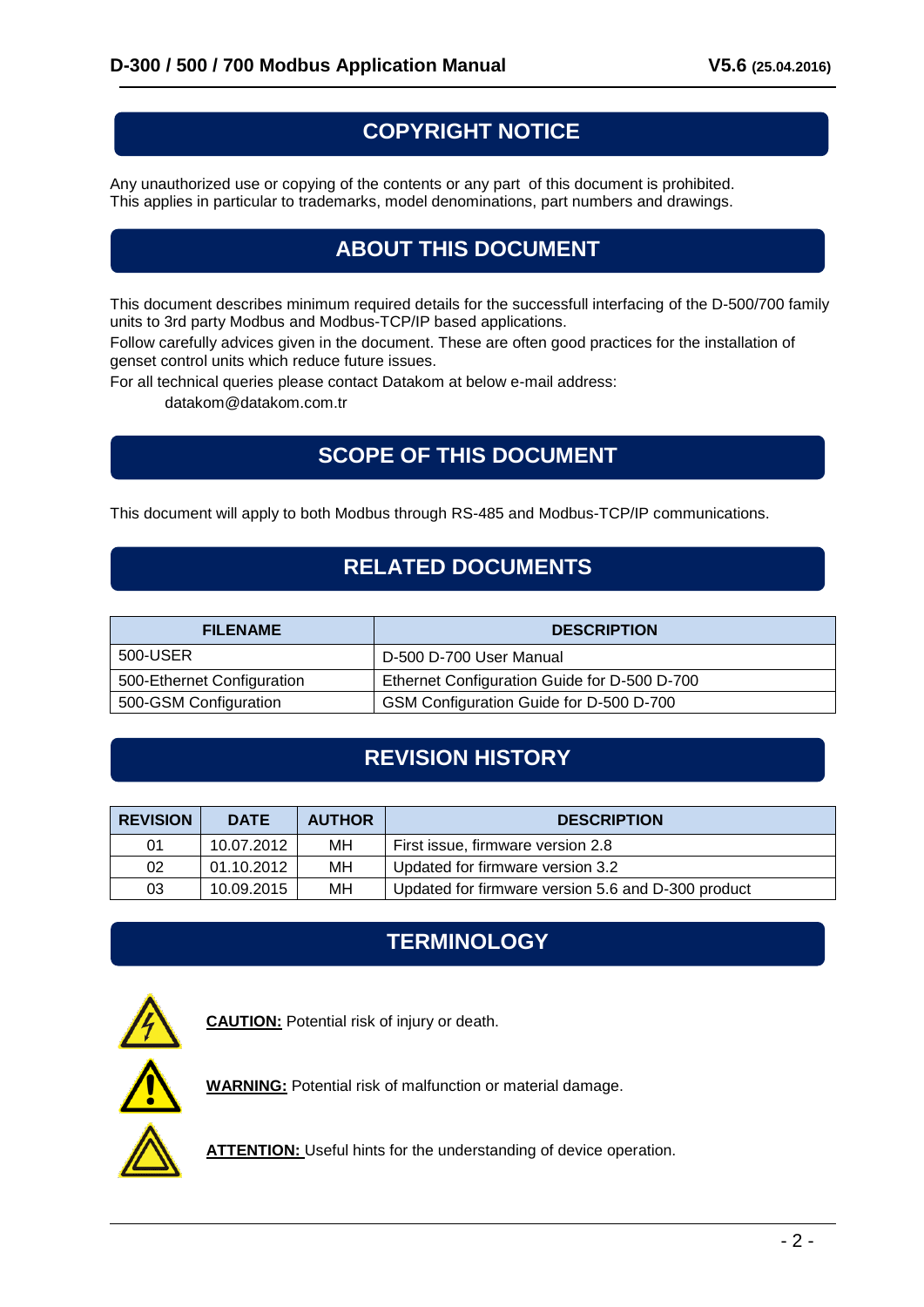## COPYRIGHT NOTICE

Any unauthorized use or copying of the contents or any part of this document is prohibited.
This applies in particular to trademarks, model denominations, part numbers and drawings.

## ABOUT THIS DOCUMENT

This document describes minimum required details for the successfull interfacing of the D-500/700 family units to 3rd party Modbus and Modbus-TCP/IP based applications.

Follow carefully advices given in the document. These are often good practices for the installation of genset control units which reduce future issues.

For all technical queries please contact Datakom at below e-mail address:

datakom@datakom.com.tr

## SCOPE OF THIS DOCUMENT

This document will apply to both Modbus through RS-485 and Modbus-TCP/IP communications.

## RELATED DOCUMENTS

| FILENAME | DESCRIPTION |
|---|---|
| 500-USER | D-500 D-700 User Manual |
| 500-Ethernet Configuration | Ethernet Configuration Guide for D-500 D-700 |
| 500-GSM Configuration | GSM Configuration Guide for D-500 D-700 |

## REVISION HISTORY

| REVISION | DATE | AUTHOR | DESCRIPTION |
|---|---|---|---|
| 01 | 10.07.2012 | MH | First issue, firmware version 2.8 |
| 02 | 01.10.2012 | MH | Updated for firmware version 3.2 |
| 03 | 10.09.2015 | MH | Updated for firmware version 5.6 and D-300 product |

## TERMINOLOGY

**CAUTION:** Potential risk of injury or death.

**WARNING:** Potential risk of malfunction or material damage.

**ATTENTION:** Useful hints for the understanding of device operation.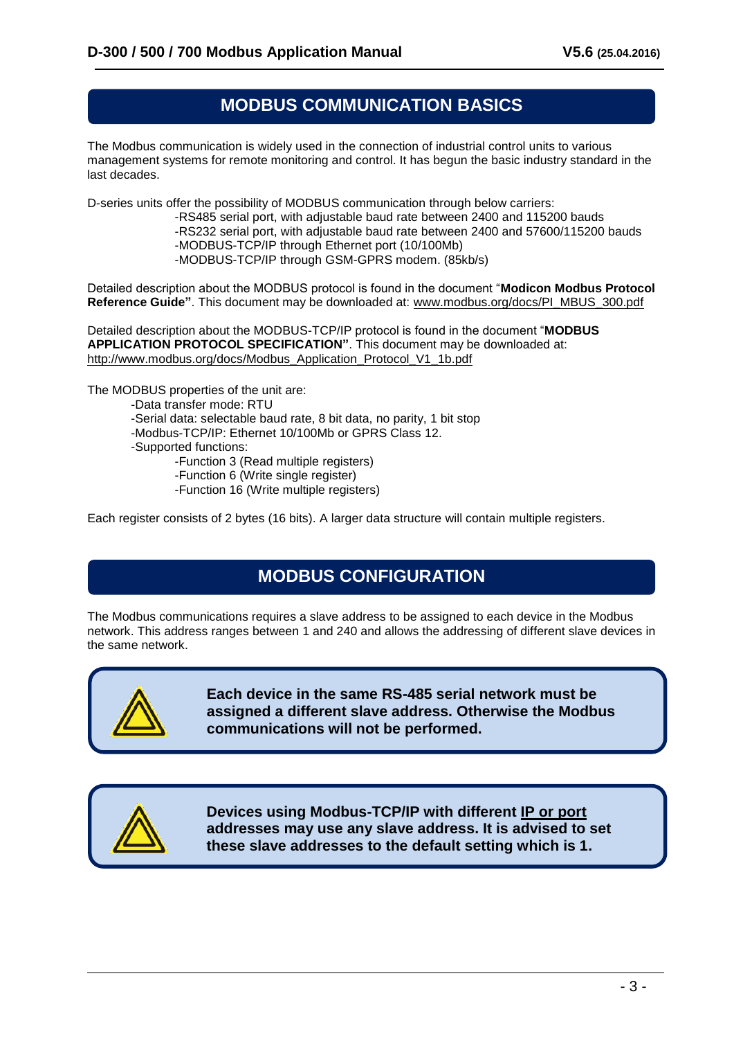## MODBUS COMMUNICATION BASICS

The Modbus communication is widely used in the connection of industrial control units to various management systems for remote monitoring and control. It has begun the basic industry standard in the last decades.

D-series units offer the possibility of MODBUS communication through below carriers:

- -RS485 serial port, with adjustable baud rate between 2400 and 115200 bauds
- -RS232 serial port, with adjustable baud rate between 2400 and 57600/115200 bauds
- -MODBUS-TCP/IP through Ethernet port (10/100Mb)
- -MODBUS-TCP/IP through GSM-GPRS modem. (85kb/s)

Detailed description about the MODBUS protocol is found in the document "**Modicon Modbus Protocol Reference Guide"**. This document may be downloaded at: www.modbus.org/docs/PI_MBUS_300.pdf

Detailed description about the MODBUS-TCP/IP protocol is found in the document "**MODBUS APPLICATION PROTOCOL SPECIFICATION"**. This document may be downloaded at: http://www.modbus.org/docs/Modbus_Application_Protocol_V1_1b.pdf

The MODBUS properties of the unit are:

- -Data transfer mode: RTU
- -Serial data: selectable baud rate, 8 bit data, no parity, 1 bit stop
- -Modbus-TCP/IP: Ethernet 10/100Mb or GPRS Class 12.
- -Supported functions:
  - -Function 3 (Read multiple registers)
  - -Function 6 (Write single register)
  - -Function 16 (Write multiple registers)

Each register consists of 2 bytes (16 bits). A larger data structure will contain multiple registers.

## MODBUS CONFIGURATION

The Modbus communications requires a slave address to be assigned to each device in the Modbus network. This address ranges between 1 and 240 and allows the addressing of different slave devices in the same network.

**Each device in the same RS-485 serial network must be assigned a different slave address. Otherwise the Modbus communications will not be performed.**

**Devices using Modbus-TCP/IP with different IP or port addresses may use any slave address. It is advised to set these slave addresses to the default setting which is 1.**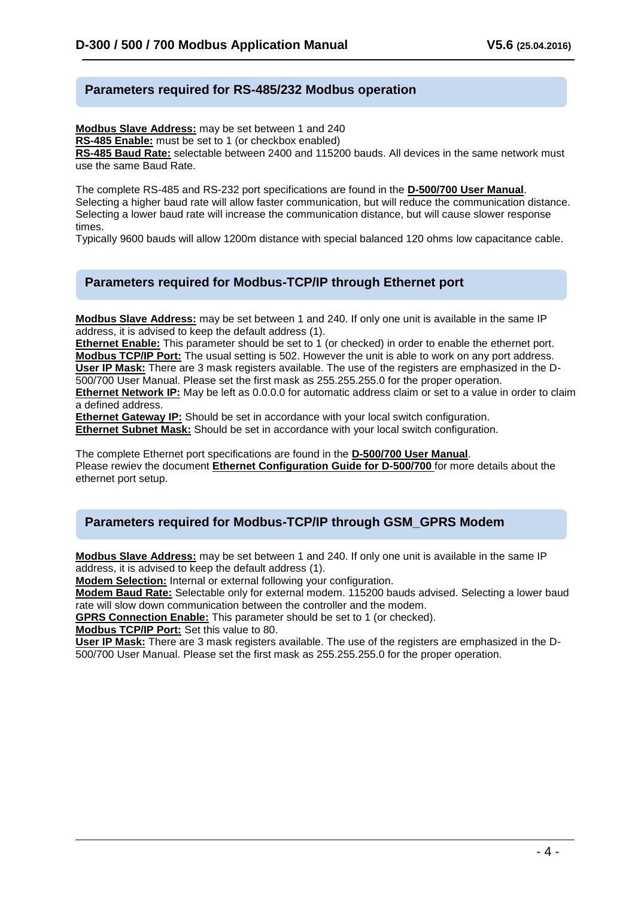## Parameters required for RS-485/232 Modbus operation

**Modbus Slave Address:** may be set between 1 and 240
**RS-485 Enable:** must be set to 1 (or checkbox enabled)
**RS-485 Baud Rate:** selectable between 2400 and 115200 bauds. All devices in the same network must use the same Baud Rate.

The complete RS-485 and RS-232 port specifications are found in the **D-500/700 User Manual**.
Selecting a higher baud rate will allow faster communication, but will reduce the communication distance. Selecting a lower baud rate will increase the communication distance, but will cause slower response times.
Typically 9600 bauds will allow 1200m distance with special balanced 120 ohms low capacitance cable.

## Parameters required for Modbus-TCP/IP through Ethernet port

**Modbus Slave Address:** may be set between 1 and 240. If only one unit is available in the same IP address, it is advised to keep the default address (1).
**Ethernet Enable:** This parameter should be set to 1 (or checked) in order to enable the ethernet port.
**Modbus TCP/IP Port:** The usual setting is 502. However the unit is able to work on any port address.
**User IP Mask:** There are 3 mask registers available. The use of the registers are emphasized in the D-500/700 User Manual. Please set the first mask as 255.255.255.0 for the proper operation.
**Ethernet Network IP:** May be left as 0.0.0.0 for automatic address claim or set to a value in order to claim a defined address.
**Ethernet Gateway IP:** Should be set in accordance with your local switch configuration.
**Ethernet Subnet Mask:** Should be set in accordance with your local switch configuration.

The complete Ethernet port specifications are found in the **D-500/700 User Manual**.
Please rewiev the document **Ethernet Configuration Guide for D-500/700** for more details about the ethernet port setup.

## Parameters required for Modbus-TCP/IP through GSM_GPRS Modem

**Modbus Slave Address:** may be set between 1 and 240. If only one unit is available in the same IP address, it is advised to keep the default address (1).
**Modem Selection:** Internal or external following your configuration.
**Modem Baud Rate:** Selectable only for external modem. 115200 bauds advised. Selecting a lower baud rate will slow down communication between the controller and the modem.
**GPRS Connection Enable:** This parameter should be set to 1 (or checked).
**Modbus TCP/IP Port:** Set this value to 80.
**User IP Mask:** There are 3 mask registers available. The use of the registers are emphasized in the D-500/700 User Manual. Please set the first mask as 255.255.255.0 for the proper operation.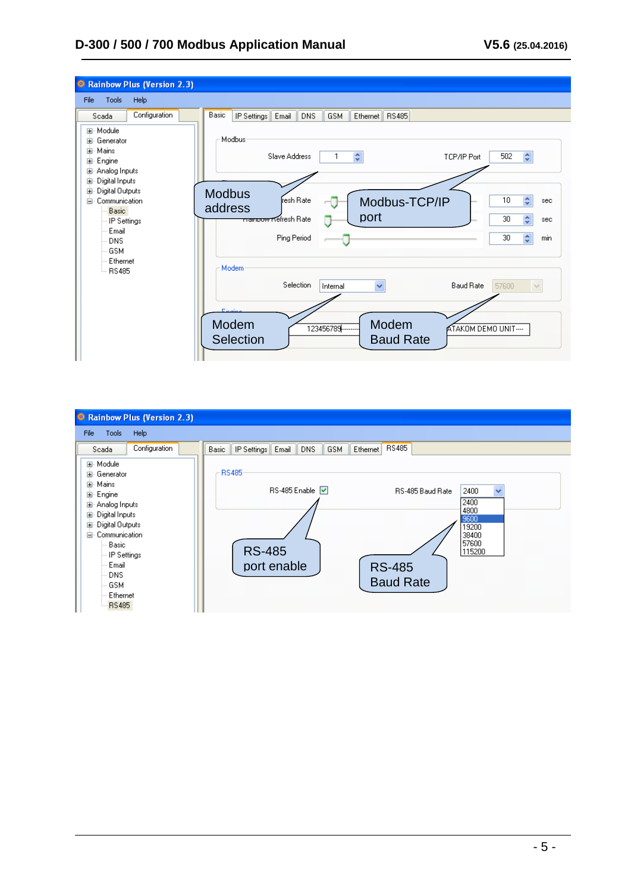**Rainbow Plus (Version 2.3)**

File | Tools | Help

Scada | Configuration

Basic | IP Settings | Email | DNS | GSM | Ethernet | RS485

- Module
- Generator
- Mains
- Engine
- Analog Inputs
- Digital Inputs
- Digital Outputs
- Communication
  - Basic
  - IP Settings
  - Email
  - DNS
  - GSM
  - Ethernet
  - RS485

**Modbus**

Slave Address: 1 — TCP/IP Port: 502

Refresh Rate: 10 sec

Rainbow Refresh Rate: 30 sec

Ping Period: 30 min

**Modem**

Selection: Internal — Baud Rate: 57600

123456789 — ATAKOM DEMO UNIT

Modbus address

Modbus-TCP/IP port

Modem Selection

Modem Baud Rate

---

**Rainbow Plus (Version 2.3)**

File | Tools | Help

Scada | Configuration

Basic | IP Settings | Email | DNS | GSM | Ethernet | RS485

- Module
- Generator
- Mains
- Engine
- Analog Inputs
- Digital Inputs
- Digital Outputs
- Communication
  - Basic
  - IP Settings
  - Email
  - DNS
  - GSM
  - Ethernet
  - RS485

**RS485**

RS-485 Enable: ☑ — RS-485 Baud Rate: 2400

2400, 4800, 9600, 19200, 38400, 57600, 115200

RS-485 port enable

RS-485 Baud Rate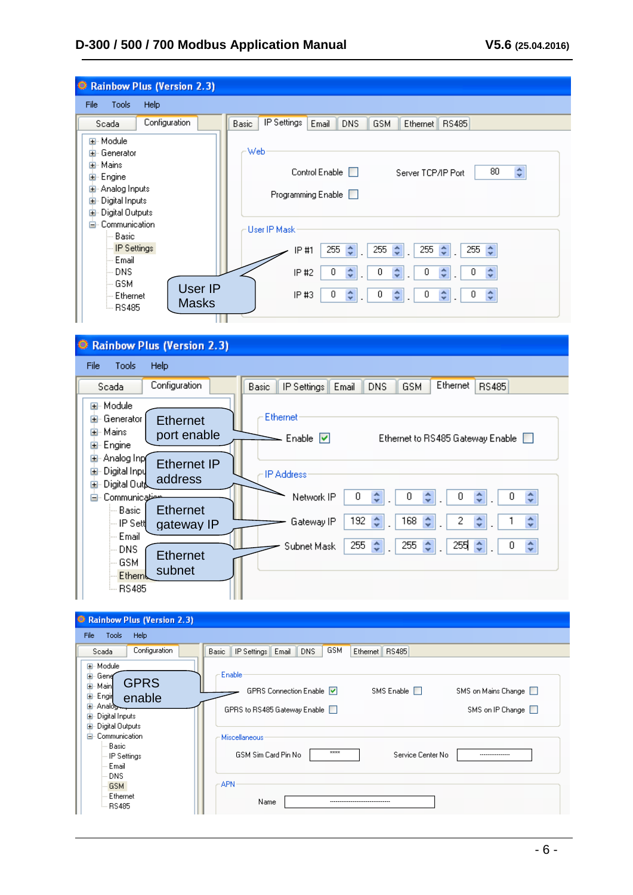**Rainbow Plus (Version 2.3)**

File Tools Help

Scada | Configuration

Basic | IP Settings | Email | DNS | GSM | Ethernet | RS485

- Module
- Generator
- Mains
- Engine
- Analog Inputs
- Digital Inputs
- Digital Outputs
- Communication
  - Basic
  - IP Settings
  - Email
  - DNS
  - GSM
  - Ethernet
  - RS485

**Web**

Control Enable ☐ Server TCP/IP Port 80

Programming Enable ☐

**User IP Mask**

| | | | | |
|---|---|---|---|---|
| IP #1 | 255 | 255 | 255 | 255 |
| IP #2 | 0 | 0 | 0 | 0 |
| IP #3 | 0 | 0 | 0 | 0 |

User IP Masks

**Rainbow Plus (Version 2.3)**

File Tools Help

Scada | Configuration

Basic | IP Settings | Email | DNS | GSM | Ethernet | RS485

- Module
- Generator
- Mains
- Engine
- Analog Inputs
- Digital Inputs
- Digital Outputs
- Communication
  - Basic
  - IP Settings
  - Email
  - DNS
  - GSM
  - Ethernet
  - RS485

**Ethernet**

Enable ☑ Ethernet to RS485 Gateway Enable ☐

**IP Address**

| | | | | |
|---|---|---|---|---|
| Network IP | 0 | 0 | 0 | 0 |
| Gateway IP | 192 | 168 | 2 | 1 |
| Subnet Mask | 255 | 255 | 255 | 0 |

Ethernet port enable

Ethernet IP address

Ethernet gateway IP

Ethernet subnet

**Rainbow Plus (Version 2.3)**

File Tools Help

Scada | Configuration

Basic | IP Settings | Email | DNS | GSM | Ethernet | RS485

- Module
- Generator
- Mains
- Engine
- Analog Inputs
- Digital Inputs
- Digital Outputs
- Communication
  - Basic
  - IP Settings
  - Email
  - DNS
  - GSM
  - Ethernet
  - RS485

**Enable**

GPRS Connection Enable ☑ SMS Enable ☐ SMS on Mains Change ☐

GPRS to RS485 Gateway Enable ☐ SMS on IP Change ☐

**Miscellaneous**

GSM Sim Card Pin No **** Service Center No

**APN**

Name

GPRS enable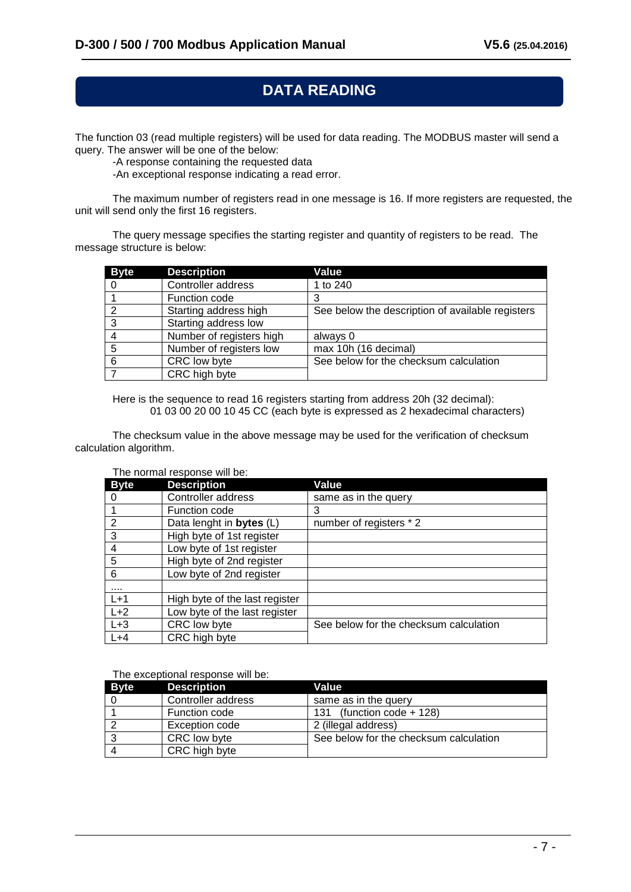# DATA READING

The function 03 (read multiple registers) will be used for data reading. The MODBUS master will send a query. The answer will be one of the below:

-A response containing the requested data
-An exceptional response indicating a read error.

The maximum number of registers read in one message is 16. If more registers are requested, the unit will send only the first 16 registers.

The query message specifies the starting register and quantity of registers to be read. The message structure is below:

| Byte | Description | Value |
|---|---|---|
| 0 | Controller address | 1 to 240 |
| 1 | Function code | 3 |
| 2 | Starting address high | See below the description of available registers |
| 3 | Starting address low | |
| 4 | Number of registers high | always 0 |
| 5 | Number of registers low | max 10h (16 decimal) |
| 6 | CRC low byte | See below for the checksum calculation |
| 7 | CRC high byte | |

Here is the sequence to read 16 registers starting from address 20h (32 decimal):
01 03 00 20 00 10 45 CC (each byte is expressed as 2 hexadecimal characters)

The checksum value in the above message may be used for the verification of checksum calculation algorithm.

The normal response will be:

| Byte | Description | Value |
|---|---|---|
| 0 | Controller address | same as in the query |
| 1 | Function code | 3 |
| 2 | Data lenght in **bytes** (L) | number of registers * 2 |
| 3 | High byte of 1st register | |
| 4 | Low byte of 1st register | |
| 5 | High byte of 2nd register | |
| 6 | Low byte of 2nd register | |
| .... | | |
| L+1 | High byte of the last register | |
| L+2 | Low byte of the last register | |
| L+3 | CRC low byte | See below for the checksum calculation |
| L+4 | CRC high byte | |

The exceptional response will be:

| Byte | Description | Value |
|---|---|---|
| 0 | Controller address | same as in the query |
| 1 | Function code | 131 (function code + 128) |
| 2 | Exception code | 2 (illegal address) |
| 3 | CRC low byte | See below for the checksum calculation |
| 4 | CRC high byte | |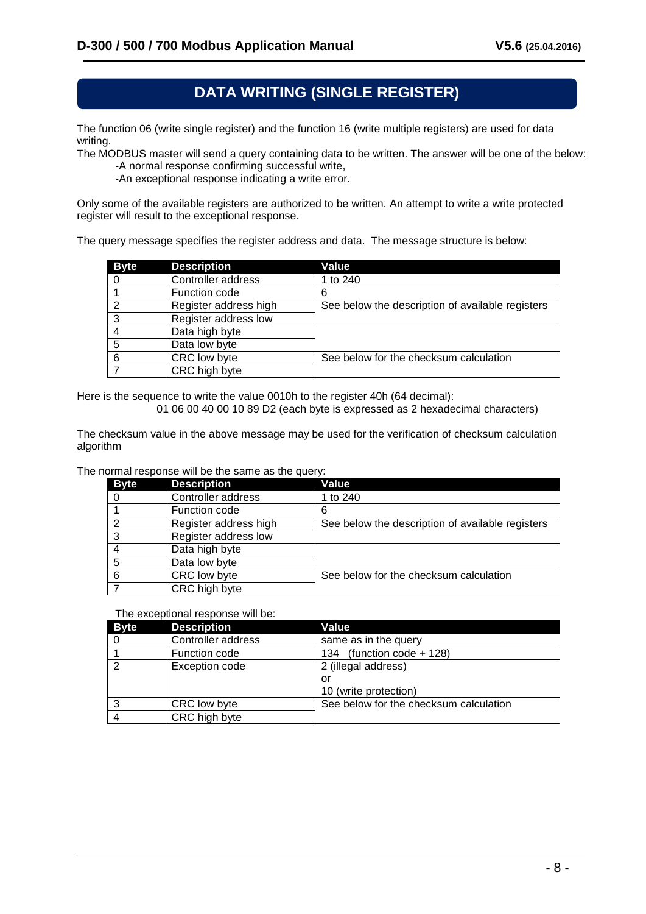# DATA WRITING (SINGLE REGISTER)

The function 06 (write single register) and the function 16 (write multiple registers) are used for data writing.

The MODBUS master will send a query containing data to be written. The answer will be one of the below:

-A normal response confirming successful write,

-An exceptional response indicating a write error.

Only some of the available registers are authorized to be written. An attempt to write a write protected register will result to the exceptional response.

The query message specifies the register address and data. The message structure is below:

| Byte | Description | Value |
|---|---|---|
| 0 | Controller address | 1 to 240 |
| 1 | Function code | 6 |
| 2 | Register address high | See below the description of available registers |
| 3 | Register address low | |
| 4 | Data high byte | |
| 5 | Data low byte | |
| 6 | CRC low byte | See below for the checksum calculation |
| 7 | CRC high byte | |

Here is the sequence to write the value 0010h to the register 40h (64 decimal):

01 06 00 40 00 10 89 D2 (each byte is expressed as 2 hexadecimal characters)

The checksum value in the above message may be used for the verification of checksum calculation algorithm

The normal response will be the same as the query:

| Byte | Description | Value |
|---|---|---|
| 0 | Controller address | 1 to 240 |
| 1 | Function code | 6 |
| 2 | Register address high | See below the description of available registers |
| 3 | Register address low | |
| 4 | Data high byte | |
| 5 | Data low byte | |
| 6 | CRC low byte | See below for the checksum calculation |
| 7 | CRC high byte | |

The exceptional response will be:

| Byte | Description | Value |
|---|---|---|
| 0 | Controller address | same as in the query |
| 1 | Function code | 134 (function code + 128) |
| 2 | Exception code | 2 (illegal address)<br>or<br>10 (write protection) |
| 3 | CRC low byte | See below for the checksum calculation |
| 4 | CRC high byte | |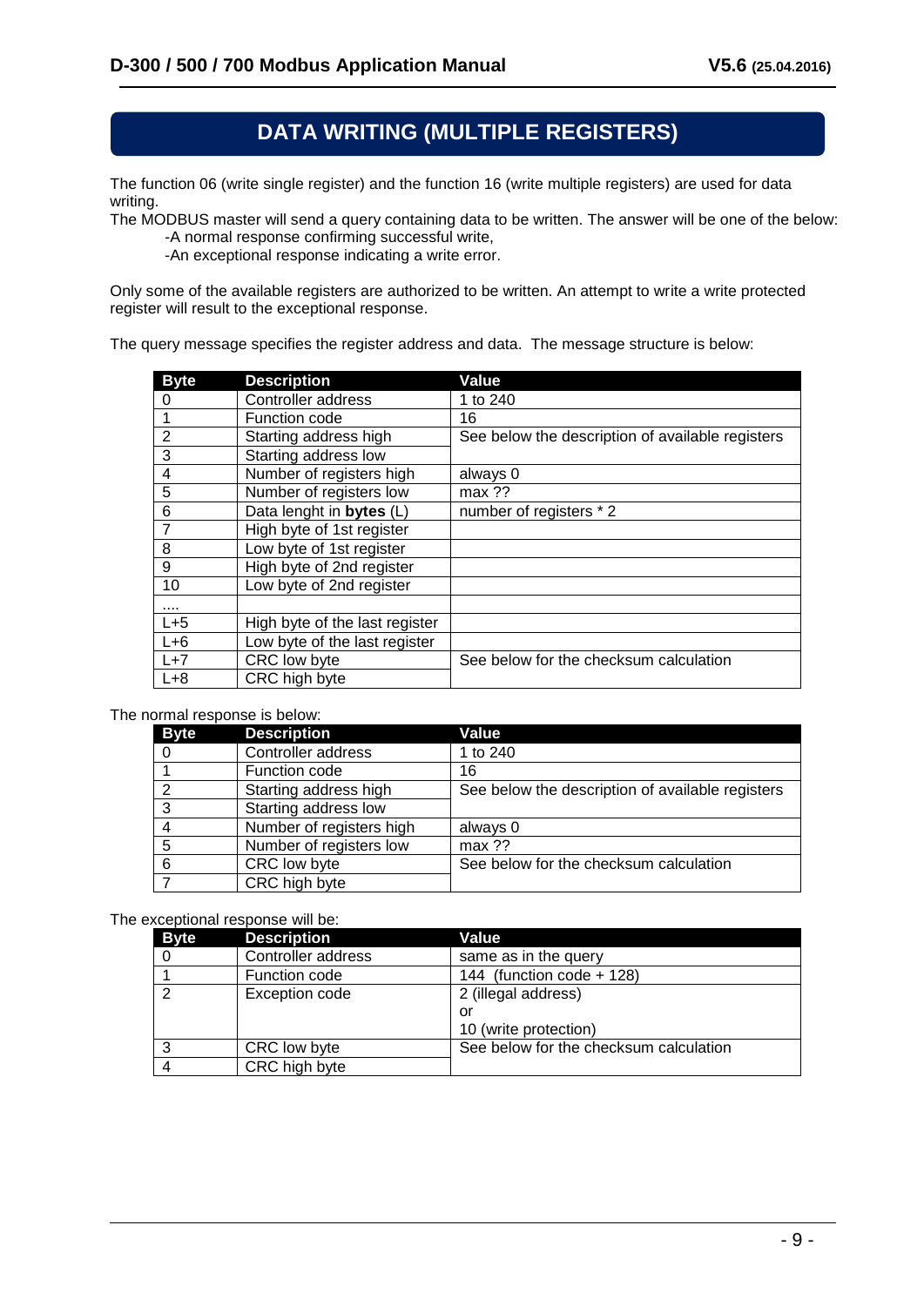# DATA WRITING (MULTIPLE REGISTERS)

The function 06 (write single register) and the function 16 (write multiple registers) are used for data writing.

The MODBUS master will send a query containing data to be written. The answer will be one of the below:

- -A normal response confirming successful write,
- -An exceptional response indicating a write error.

Only some of the available registers are authorized to be written. An attempt to write a write protected register will result to the exceptional response.

The query message specifies the register address and data. The message structure is below:

| Byte | Description | Value |
|---|---|---|
| 0 | Controller address | 1 to 240 |
| 1 | Function code | 16 |
| 2 | Starting address high | See below the description of available registers |
| 3 | Starting address low | |
| 4 | Number of registers high | always 0 |
| 5 | Number of registers low | max ?? |
| 6 | Data lenght in **bytes** (L) | number of registers * 2 |
| 7 | High byte of 1st register | |
| 8 | Low byte of 1st register | |
| 9 | High byte of 2nd register | |
| 10 | Low byte of 2nd register | |
| .... | | |
| L+5 | High byte of the last register | |
| L+6 | Low byte of the last register | |
| L+7 | CRC low byte | See below for the checksum calculation |
| L+8 | CRC high byte | |

The normal response is below:

| Byte | Description | Value |
|---|---|---|
| 0 | Controller address | 1 to 240 |
| 1 | Function code | 16 |
| 2 | Starting address high | See below the description of available registers |
| 3 | Starting address low | |
| 4 | Number of registers high | always 0 |
| 5 | Number of registers low | max ?? |
| 6 | CRC low byte | See below for the checksum calculation |
| 7 | CRC high byte | |

The exceptional response will be:

| Byte | Description | Value |
|---|---|---|
| 0 | Controller address | same as in the query |
| 1 | Function code | 144 (function code + 128) |
| 2 | Exception code | 2 (illegal address)<br>or<br>10 (write protection) |
| 3 | CRC low byte | See below for the checksum calculation |
| 4 | CRC high byte | |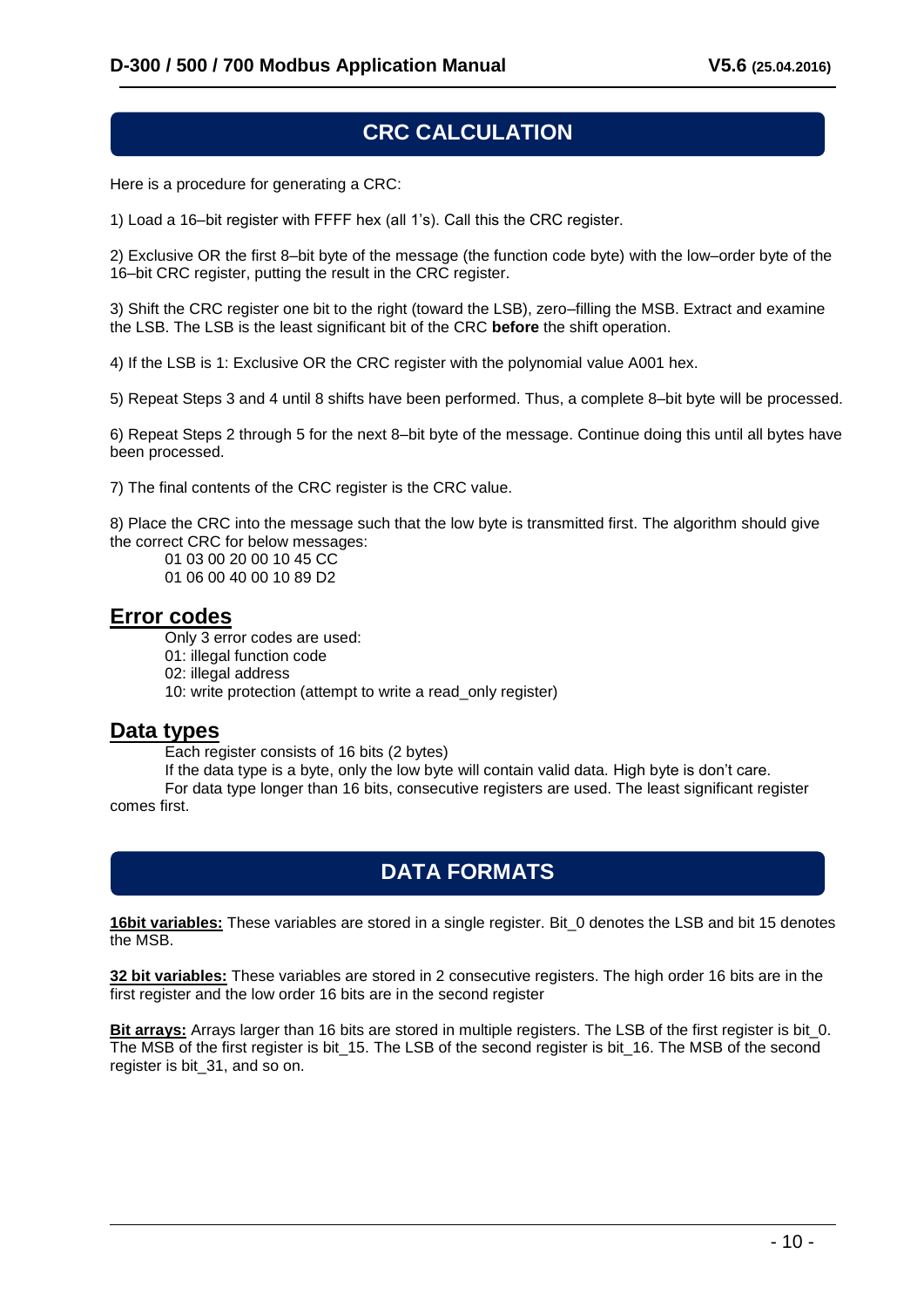# CRC CALCULATION

Here is a procedure for generating a CRC:

1) Load a 16–bit register with FFFF hex (all 1's). Call this the CRC register.

2) Exclusive OR the first 8–bit byte of the message (the function code byte) with the low–order byte of the 16–bit CRC register, putting the result in the CRC register.

3) Shift the CRC register one bit to the right (toward the LSB), zero–filling the MSB. Extract and examine the LSB. The LSB is the least significant bit of the CRC **before** the shift operation.

4) If the LSB is 1: Exclusive OR the CRC register with the polynomial value A001 hex.

5) Repeat Steps 3 and 4 until 8 shifts have been performed. Thus, a complete 8–bit byte will be processed.

6) Repeat Steps 2 through 5 for the next 8–bit byte of the message. Continue doing this until all bytes have been processed.

7) The final contents of the CRC register is the CRC value.

8) Place the CRC into the message such that the low byte is transmitted first. The algorithm should give the correct CRC for below messages:

    01 03 00 20 00 10 45 CC
    01 06 00 40 00 10 89 D2

## Error codes

Only 3 error codes are used:
01: illegal function code
02: illegal address
10: write protection (attempt to write a read_only register)

## Data types

Each register consists of 16 bits (2 bytes)
If the data type is a byte, only the low byte will contain valid data. High byte is don't care.
For data type longer than 16 bits, consecutive registers are used. The least significant register comes first.

# DATA FORMATS

**16bit variables:** These variables are stored in a single register. Bit_0 denotes the LSB and bit 15 denotes the MSB.

**32 bit variables:** These variables are stored in 2 consecutive registers. The high order 16 bits are in the first register and the low order 16 bits are in the second register

**Bit arrays:** Arrays larger than 16 bits are stored in multiple registers. The LSB of the first register is bit_0. The MSB of the first register is bit_15. The LSB of the second register is bit_16. The MSB of the second register is bit_31, and so on.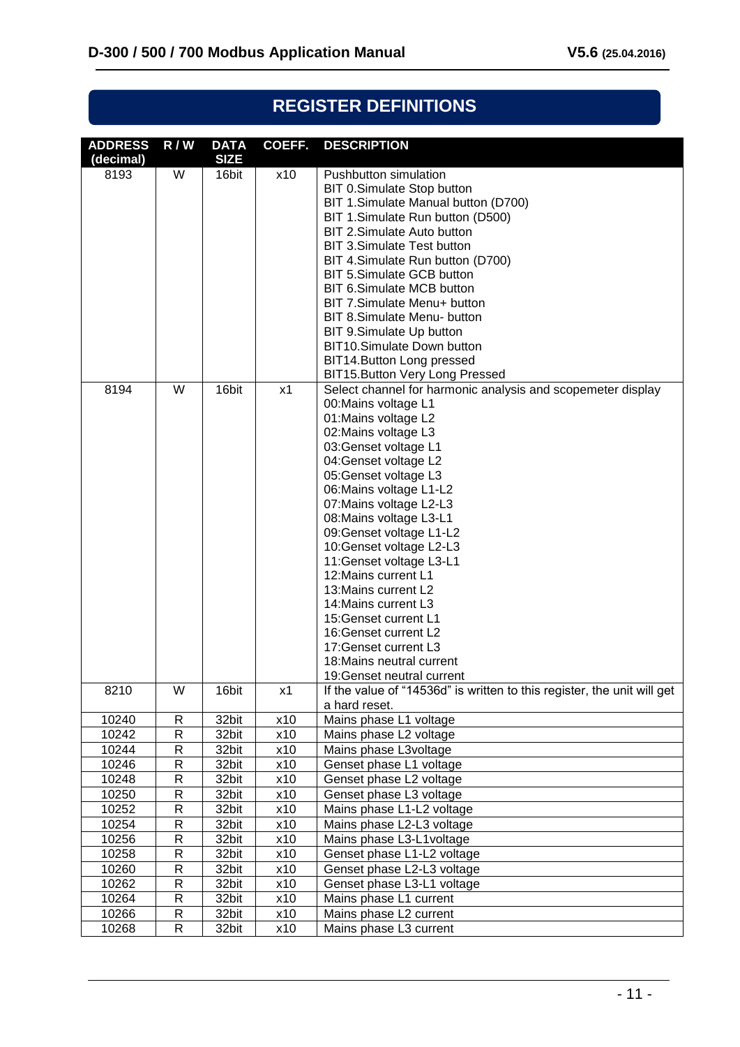## REGISTER DEFINITIONS

| ADDRESS (decimal) | R / W | DATA SIZE | COEFF. | DESCRIPTION |
|---|---|---|---|---|
| 8193 | W | 16bit | x10 | Pushbutton simulation<br>BIT 0.Simulate Stop button<br>BIT 1.Simulate Manual button (D700)<br>BIT 1.Simulate Run button (D500)<br>BIT 2.Simulate Auto button<br>BIT 3.Simulate Test button<br>BIT 4.Simulate Run button (D700)<br>BIT 5.Simulate GCB button<br>BIT 6.Simulate MCB button<br>BIT 7.Simulate Menu+ button<br>BIT 8.Simulate Menu- button<br>BIT 9.Simulate Up button<br>BIT10.Simulate Down button<br>BIT14.Button Long pressed<br>BIT15.Button Very Long Pressed |
| 8194 | W | 16bit | x1 | Select channel for harmonic analysis and scopemeter display<br>00:Mains voltage L1<br>01:Mains voltage L2<br>02:Mains voltage L3<br>03:Genset voltage L1<br>04:Genset voltage L2<br>05:Genset voltage L3<br>06:Mains voltage L1-L2<br>07:Mains voltage L2-L3<br>08:Mains voltage L3-L1<br>09:Genset voltage L1-L2<br>10:Genset voltage L2-L3<br>11:Genset voltage L3-L1<br>12:Mains current L1<br>13:Mains current L2<br>14:Mains current L3<br>15:Genset current L1<br>16:Genset current L2<br>17:Genset current L3<br>18:Mains neutral current<br>19:Genset neutral current |
| 8210 | W | 16bit | x1 | If the value of "14536d" is written to this register, the unit will get a hard reset. |
| 10240 | R | 32bit | x10 | Mains phase L1 voltage |
| 10242 | R | 32bit | x10 | Mains phase L2 voltage |
| 10244 | R | 32bit | x10 | Mains phase L3voltage |
| 10246 | R | 32bit | x10 | Genset phase L1 voltage |
| 10248 | R | 32bit | x10 | Genset phase L2 voltage |
| 10250 | R | 32bit | x10 | Genset phase L3 voltage |
| 10252 | R | 32bit | x10 | Mains phase L1-L2 voltage |
| 10254 | R | 32bit | x10 | Mains phase L2-L3 voltage |
| 10256 | R | 32bit | x10 | Mains phase L3-L1voltage |
| 10258 | R | 32bit | x10 | Genset phase L1-L2 voltage |
| 10260 | R | 32bit | x10 | Genset phase L2-L3 voltage |
| 10262 | R | 32bit | x10 | Genset phase L3-L1 voltage |
| 10264 | R | 32bit | x10 | Mains phase L1 current |
| 10266 | R | 32bit | x10 | Mains phase L2 current |
| 10268 | R | 32bit | x10 | Mains phase L3 current |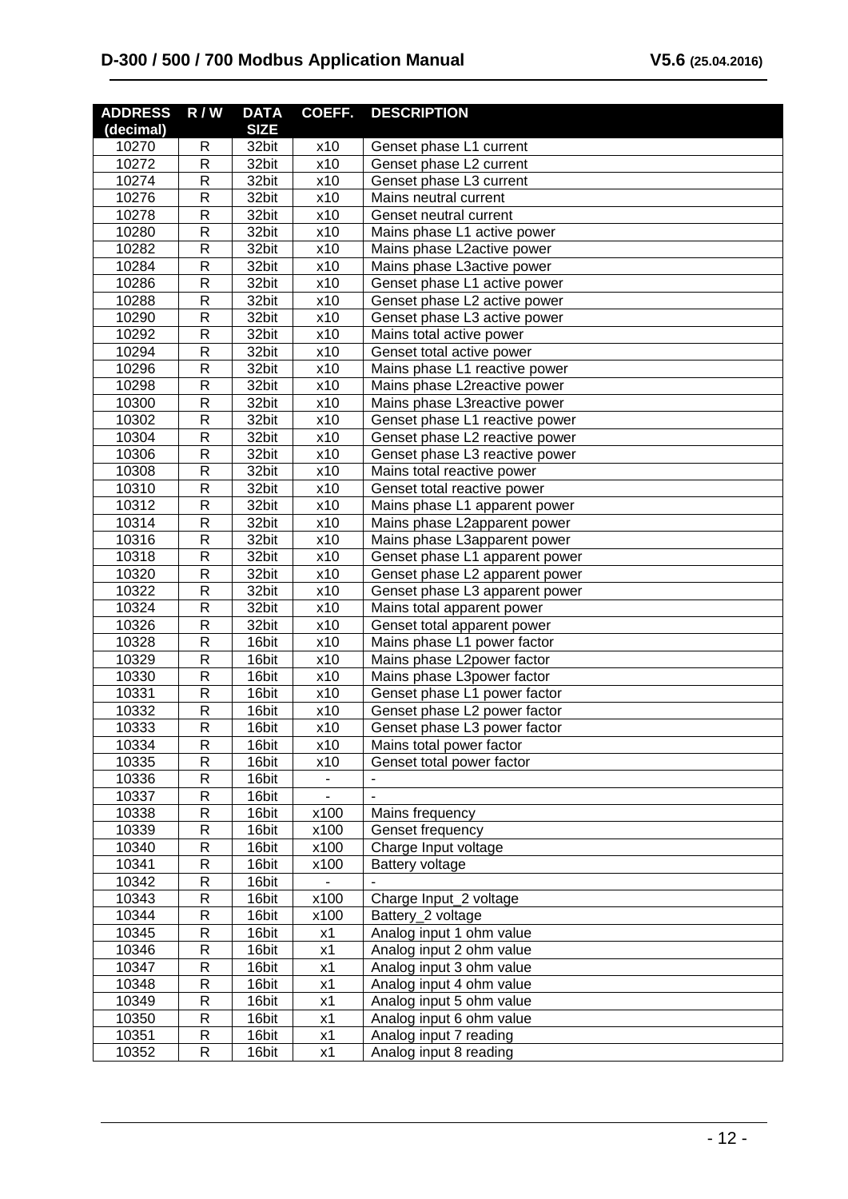| ADDRESS (decimal) | R / W | DATA SIZE | COEFF. | DESCRIPTION |
|---|---|---|---|---|
| 10270 | R | 32bit | x10 | Genset phase L1 current |
| 10272 | R | 32bit | x10 | Genset phase L2 current |
| 10274 | R | 32bit | x10 | Genset phase L3 current |
| 10276 | R | 32bit | x10 | Mains neutral current |
| 10278 | R | 32bit | x10 | Genset neutral current |
| 10280 | R | 32bit | x10 | Mains phase L1 active power |
| 10282 | R | 32bit | x10 | Mains phase L2active power |
| 10284 | R | 32bit | x10 | Mains phase L3active power |
| 10286 | R | 32bit | x10 | Genset phase L1 active power |
| 10288 | R | 32bit | x10 | Genset phase L2 active power |
| 10290 | R | 32bit | x10 | Genset phase L3 active power |
| 10292 | R | 32bit | x10 | Mains total active power |
| 10294 | R | 32bit | x10 | Genset total active power |
| 10296 | R | 32bit | x10 | Mains phase L1 reactive power |
| 10298 | R | 32bit | x10 | Mains phase L2reactive power |
| 10300 | R | 32bit | x10 | Mains phase L3reactive power |
| 10302 | R | 32bit | x10 | Genset phase L1 reactive power |
| 10304 | R | 32bit | x10 | Genset phase L2 reactive power |
| 10306 | R | 32bit | x10 | Genset phase L3 reactive power |
| 10308 | R | 32bit | x10 | Mains total reactive power |
| 10310 | R | 32bit | x10 | Genset total reactive power |
| 10312 | R | 32bit | x10 | Mains phase L1 apparent power |
| 10314 | R | 32bit | x10 | Mains phase L2apparent power |
| 10316 | R | 32bit | x10 | Mains phase L3apparent power |
| 10318 | R | 32bit | x10 | Genset phase L1 apparent power |
| 10320 | R | 32bit | x10 | Genset phase L2 apparent power |
| 10322 | R | 32bit | x10 | Genset phase L3 apparent power |
| 10324 | R | 32bit | x10 | Mains total apparent power |
| 10326 | R | 32bit | x10 | Genset total apparent power |
| 10328 | R | 16bit | x10 | Mains phase L1 power factor |
| 10329 | R | 16bit | x10 | Mains phase L2power factor |
| 10330 | R | 16bit | x10 | Mains phase L3power factor |
| 10331 | R | 16bit | x10 | Genset phase L1 power factor |
| 10332 | R | 16bit | x10 | Genset phase L2 power factor |
| 10333 | R | 16bit | x10 | Genset phase L3 power factor |
| 10334 | R | 16bit | x10 | Mains total power factor |
| 10335 | R | 16bit | x10 | Genset total power factor |
| 10336 | R | 16bit | - | - |
| 10337 | R | 16bit | - | - |
| 10338 | R | 16bit | x100 | Mains frequency |
| 10339 | R | 16bit | x100 | Genset frequency |
| 10340 | R | 16bit | x100 | Charge Input voltage |
| 10341 | R | 16bit | x100 | Battery voltage |
| 10342 | R | 16bit | - | - |
| 10343 | R | 16bit | x100 | Charge Input_2 voltage |
| 10344 | R | 16bit | x100 | Battery_2 voltage |
| 10345 | R | 16bit | x1 | Analog input 1 ohm value |
| 10346 | R | 16bit | x1 | Analog input 2 ohm value |
| 10347 | R | 16bit | x1 | Analog input 3 ohm value |
| 10348 | R | 16bit | x1 | Analog input 4 ohm value |
| 10349 | R | 16bit | x1 | Analog input 5 ohm value |
| 10350 | R | 16bit | x1 | Analog input 6 ohm value |
| 10351 | R | 16bit | x1 | Analog input 7 reading |
| 10352 | R | 16bit | x1 | Analog input 8 reading |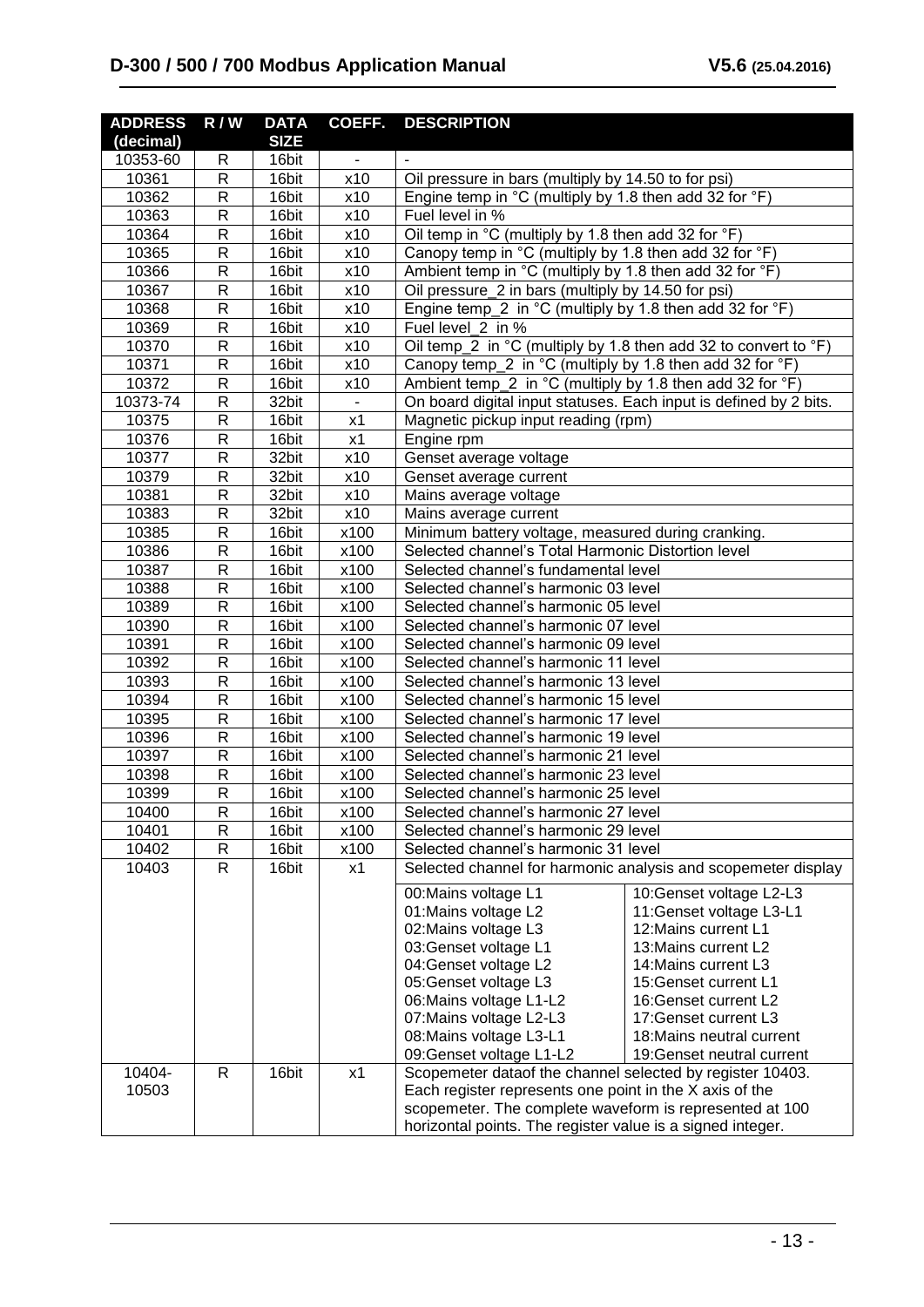| ADDRESS (decimal) | R / W | DATA SIZE | COEFF. | DESCRIPTION | |
|---|---|---|---|---|---|
| 10353-60 | R | 16bit | - | - | |
| 10361 | R | 16bit | x10 | Oil pressure in bars (multiply by 14.50 to for psi) | |
| 10362 | R | 16bit | x10 | Engine temp in °C (multiply by 1.8 then add 32 for °F) | |
| 10363 | R | 16bit | x10 | Fuel level in % | |
| 10364 | R | 16bit | x10 | Oil temp in °C (multiply by 1.8 then add 32 for °F) | |
| 10365 | R | 16bit | x10 | Canopy temp in °C (multiply by 1.8 then add 32 for °F) | |
| 10366 | R | 16bit | x10 | Ambient temp in °C (multiply by 1.8 then add 32 for °F) | |
| 10367 | R | 16bit | x10 | Oil pressure_2 in bars (multiply by 14.50 for psi) | |
| 10368 | R | 16bit | x10 | Engine temp_2 in °C (multiply by 1.8 then add 32 for °F) | |
| 10369 | R | 16bit | x10 | Fuel level_2 in % | |
| 10370 | R | 16bit | x10 | Oil temp_2 in °C (multiply by 1.8 then add 32 to convert to °F) | |
| 10371 | R | 16bit | x10 | Canopy temp_2 in °C (multiply by 1.8 then add 32 for °F) | |
| 10372 | R | 16bit | x10 | Ambient temp_2 in °C (multiply by 1.8 then add 32 for °F) | |
| 10373-74 | R | 32bit | - | On board digital input statuses. Each input is defined by 2 bits. | |
| 10375 | R | 16bit | x1 | Magnetic pickup input reading (rpm) | |
| 10376 | R | 16bit | x1 | Engine rpm | |
| 10377 | R | 32bit | x10 | Genset average voltage | |
| 10379 | R | 32bit | x10 | Genset average current | |
| 10381 | R | 32bit | x10 | Mains average voltage | |
| 10383 | R | 32bit | x10 | Mains average current | |
| 10385 | R | 16bit | x100 | Minimum battery voltage, measured during cranking. | |
| 10386 | R | 16bit | x100 | Selected channel's Total Harmonic Distortion level | |
| 10387 | R | 16bit | x100 | Selected channel's fundamental level | |
| 10388 | R | 16bit | x100 | Selected channel's harmonic 03 level | |
| 10389 | R | 16bit | x100 | Selected channel's harmonic 05 level | |
| 10390 | R | 16bit | x100 | Selected channel's harmonic 07 level | |
| 10391 | R | 16bit | x100 | Selected channel's harmonic 09 level | |
| 10392 | R | 16bit | x100 | Selected channel's harmonic 11 level | |
| 10393 | R | 16bit | x100 | Selected channel's harmonic 13 level | |
| 10394 | R | 16bit | x100 | Selected channel's harmonic 15 level | |
| 10395 | R | 16bit | x100 | Selected channel's harmonic 17 level | |
| 10396 | R | 16bit | x100 | Selected channel's harmonic 19 level | |
| 10397 | R | 16bit | x100 | Selected channel's harmonic 21 level | |
| 10398 | R | 16bit | x100 | Selected channel's harmonic 23 level | |
| 10399 | R | 16bit | x100 | Selected channel's harmonic 25 level | |
| 10400 | R | 16bit | x100 | Selected channel's harmonic 27 level | |
| 10401 | R | 16bit | x100 | Selected channel's harmonic 29 level | |
| 10402 | R | 16bit | x100 | Selected channel's harmonic 31 level | |
| 10403 | R | 16bit | x1 | Selected channel for harmonic analysis and scopemeter display | |
| | | | | 00:Mains voltage L1 | 10:Genset voltage L2-L3 |
| | | | | 01:Mains voltage L2 | 11:Genset voltage L3-L1 |
| | | | | 02:Mains voltage L3 | 12:Mains current L1 |
| | | | | 03:Genset voltage L1 | 13:Mains current L2 |
| | | | | 04:Genset voltage L2 | 14:Mains current L3 |
| | | | | 05:Genset voltage L3 | 15:Genset current L1 |
| | | | | 06:Mains voltage L1-L2 | 16:Genset current L2 |
| | | | | 07:Mains voltage L2-L3 | 17:Genset current L3 |
| | | | | 08:Mains voltage L3-L1 | 18:Mains neutral current |
| | | | | 09:Genset voltage L1-L2 | 19:Genset neutral current |
| 10404-10503 | R | 16bit | x1 | Scopemeter dataof the channel selected by register 10403. Each register represents one point in the X axis of the scopemeter. The complete waveform is represented at 100 horizontal points. The register value is a signed integer. | |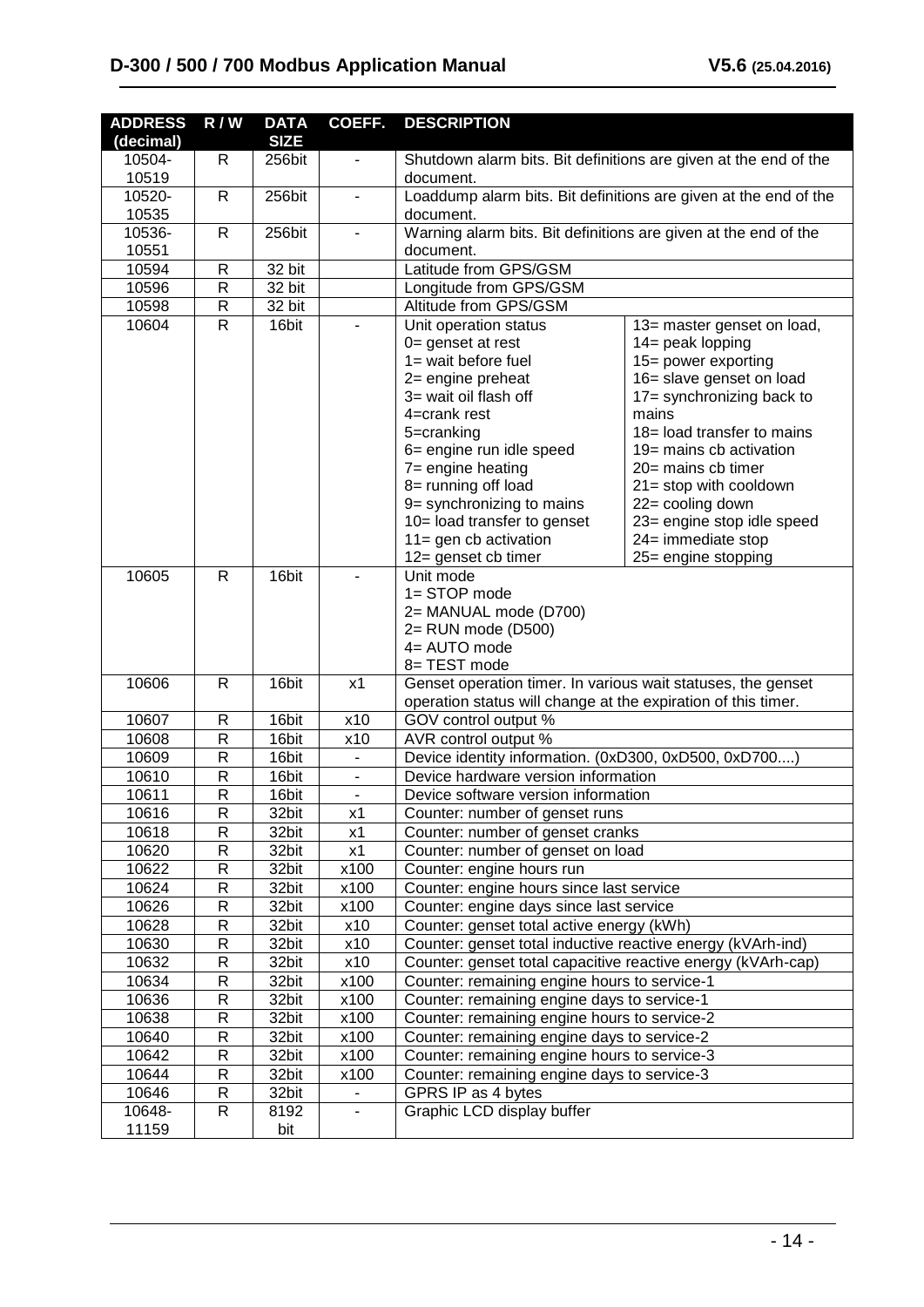| ADDRESS (decimal) | R / W | DATA SIZE | COEFF. | DESCRIPTION |
|---|---|---|---|---|
| 10504-10519 | R | 256bit | - | Shutdown alarm bits. Bit definitions are given at the end of the document. |
| 10520-10535 | R | 256bit | - | Loaddump alarm bits. Bit definitions are given at the end of the document. |
| 10536-10551 | R | 256bit | - | Warning alarm bits. Bit definitions are given at the end of the document. |
| 10594 | R | 32 bit | | Latitude from GPS/GSM |
| 10596 | R | 32 bit | | Longitude from GPS/GSM |
| 10598 | R | 32 bit | | Altitude from GPS/GSM |
| 10604 | R | 16bit | - | Unit operation status<br>0= genset at rest<br>1= wait before fuel<br>2= engine preheat<br>3= wait oil flash off<br>4=crank rest<br>5=cranking<br>6= engine run idle speed<br>7= engine heating<br>8= running off load<br>9= synchronizing to mains<br>10= load transfer to genset<br>11= gen cb activation<br>12= genset cb timer<br>13= master genset on load,<br>14= peak lopping<br>15= power exporting<br>16= slave genset on load<br>17= synchronizing back to mains<br>18= load transfer to mains<br>19= mains cb activation<br>20= mains cb timer<br>21= stop with cooldown<br>22= cooling down<br>23= engine stop idle speed<br>24= immediate stop<br>25= engine stopping |
| 10605 | R | 16bit | - | Unit mode<br>1= STOP mode<br>2= MANUAL mode (D700)<br>2= RUN mode (D500)<br>4= AUTO mode<br>8= TEST mode |
| 10606 | R | 16bit | x1 | Genset operation timer. In various wait statuses, the genset operation status will change at the expiration of this timer. |
| 10607 | R | 16bit | x10 | GOV control output % |
| 10608 | R | 16bit | x10 | AVR control output % |
| 10609 | R | 16bit | - | Device identity information. (0xD300, 0xD500, 0xD700....) |
| 10610 | R | 16bit | - | Device hardware version information |
| 10611 | R | 16bit | - | Device software version information |
| 10616 | R | 32bit | x1 | Counter: number of genset runs |
| 10618 | R | 32bit | x1 | Counter: number of genset cranks |
| 10620 | R | 32bit | x1 | Counter: number of genset on load |
| 10622 | R | 32bit | x100 | Counter: engine hours run |
| 10624 | R | 32bit | x100 | Counter: engine hours since last service |
| 10626 | R | 32bit | x100 | Counter: engine days since last service |
| 10628 | R | 32bit | x10 | Counter: genset total active energy (kWh) |
| 10630 | R | 32bit | x10 | Counter: genset total inductive reactive energy (kVArh-ind) |
| 10632 | R | 32bit | x10 | Counter: genset total capacitive reactive energy (kVArh-cap) |
| 10634 | R | 32bit | x100 | Counter: remaining engine hours to service-1 |
| 10636 | R | 32bit | x100 | Counter: remaining engine days to service-1 |
| 10638 | R | 32bit | x100 | Counter: remaining engine hours to service-2 |
| 10640 | R | 32bit | x100 | Counter: remaining engine days to service-2 |
| 10642 | R | 32bit | x100 | Counter: remaining engine hours to service-3 |
| 10644 | R | 32bit | x100 | Counter: remaining engine days to service-3 |
| 10646 | R | 32bit | - | GPRS IP as 4 bytes |
| 10648-11159 | R | 8192 bit | - | Graphic LCD display buffer |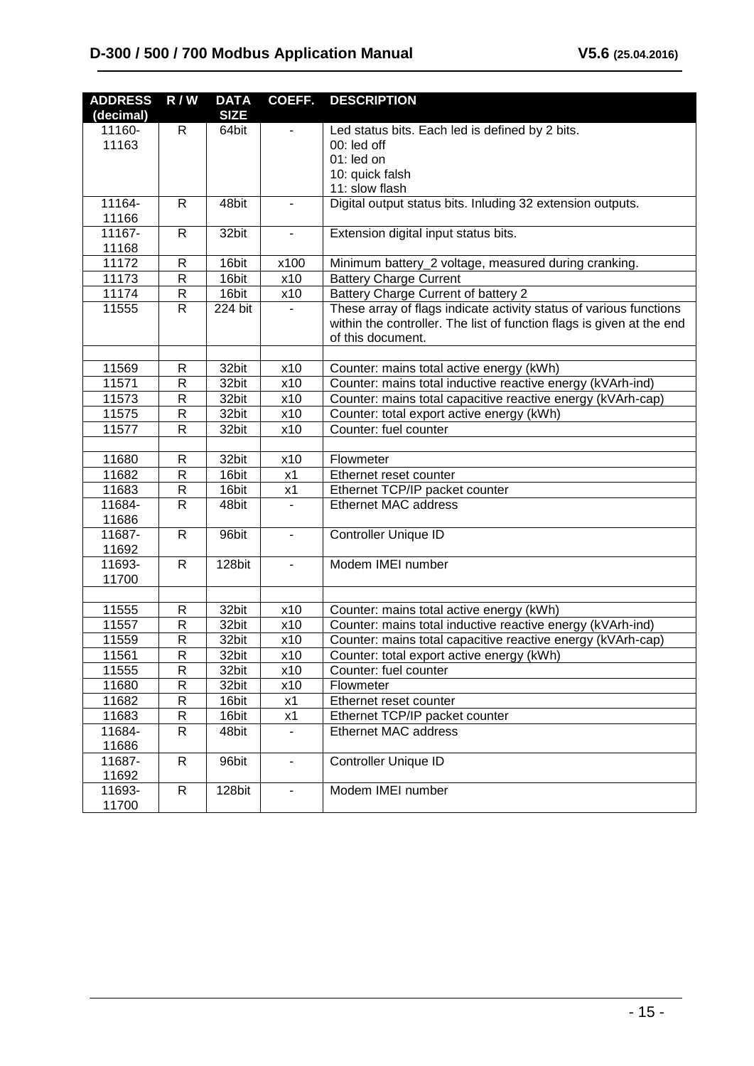| ADDRESS (decimal) | R / W | DATA SIZE | COEFF. | DESCRIPTION |
|---|---|---|---|---|
| 11160-11163 | R | 64bit | - | Led status bits. Each led is defined by 2 bits.<br>00: led off<br>01: led on<br>10: quick falsh<br>11: slow flash |
| 11164-11166 | R | 48bit | - | Digital output status bits. Inluding 32 extension outputs. |
| 11167-11168 | R | 32bit | - | Extension digital input status bits. |
| 11172 | R | 16bit | x100 | Minimum battery_2 voltage, measured during cranking. |
| 11173 | R | 16bit | x10 | Battery Charge Current |
| 11174 | R | 16bit | x10 | Battery Charge Current of battery 2 |
| 11555 | R | 224 bit | - | These array of flags indicate activity status of various functions within the controller. The list of function flags is given at the end of this document. |
| | | | | |
| 11569 | R | 32bit | x10 | Counter: mains total active energy (kWh) |
| 11571 | R | 32bit | x10 | Counter: mains total inductive reactive energy (kVArh-ind) |
| 11573 | R | 32bit | x10 | Counter: mains total capacitive reactive energy (kVArh-cap) |
| 11575 | R | 32bit | x10 | Counter: total export active energy (kWh) |
| 11577 | R | 32bit | x10 | Counter: fuel counter |
| | | | | |
| 11680 | R | 32bit | x10 | Flowmeter |
| 11682 | R | 16bit | x1 | Ethernet reset counter |
| 11683 | R | 16bit | x1 | Ethernet TCP/IP packet counter |
| 11684-11686 | R | 48bit | - | Ethernet MAC address |
| 11687-11692 | R | 96bit | - | Controller Unique ID |
| 11693-11700 | R | 128bit | - | Modem IMEI number |
| | | | | |
| 11555 | R | 32bit | x10 | Counter: mains total active energy (kWh) |
| 11557 | R | 32bit | x10 | Counter: mains total inductive reactive energy (kVArh-ind) |
| 11559 | R | 32bit | x10 | Counter: mains total capacitive reactive energy (kVArh-cap) |
| 11561 | R | 32bit | x10 | Counter: total export active energy (kWh) |
| 11555 | R | 32bit | x10 | Counter: fuel counter |
| 11680 | R | 32bit | x10 | Flowmeter |
| 11682 | R | 16bit | x1 | Ethernet reset counter |
| 11683 | R | 16bit | x1 | Ethernet TCP/IP packet counter |
| 11684-11686 | R | 48bit | - | Ethernet MAC address |
| 11687-11692 | R | 96bit | - | Controller Unique ID |
| 11693-11700 | R | 128bit | - | Modem IMEI number |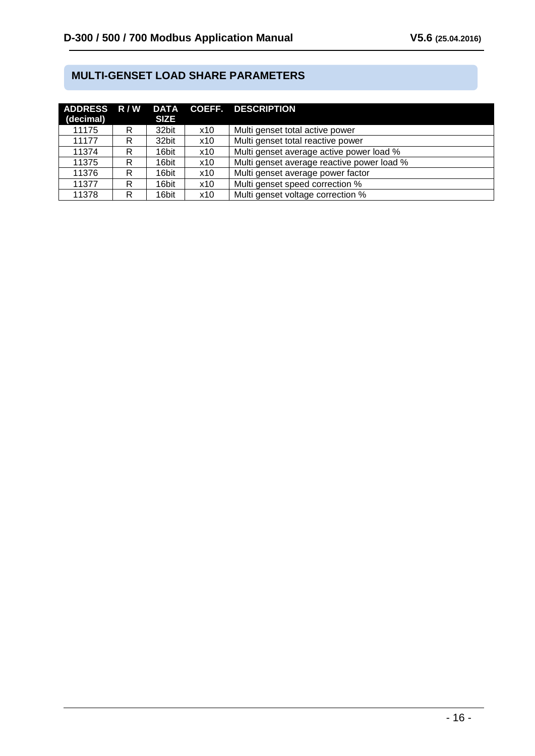## MULTI-GENSET LOAD SHARE PARAMETERS

| ADDRESS (decimal) | R / W | DATA SIZE | COEFF. | DESCRIPTION |
|---|---|---|---|---|
| 11175 | R | 32bit | x10 | Multi genset total active power |
| 11177 | R | 32bit | x10 | Multi genset total reactive power |
| 11374 | R | 16bit | x10 | Multi genset average active power load % |
| 11375 | R | 16bit | x10 | Multi genset average reactive power load % |
| 11376 | R | 16bit | x10 | Multi genset average power factor |
| 11377 | R | 16bit | x10 | Multi genset speed correction % |
| 11378 | R | 16bit | x10 | Multi genset voltage correction % |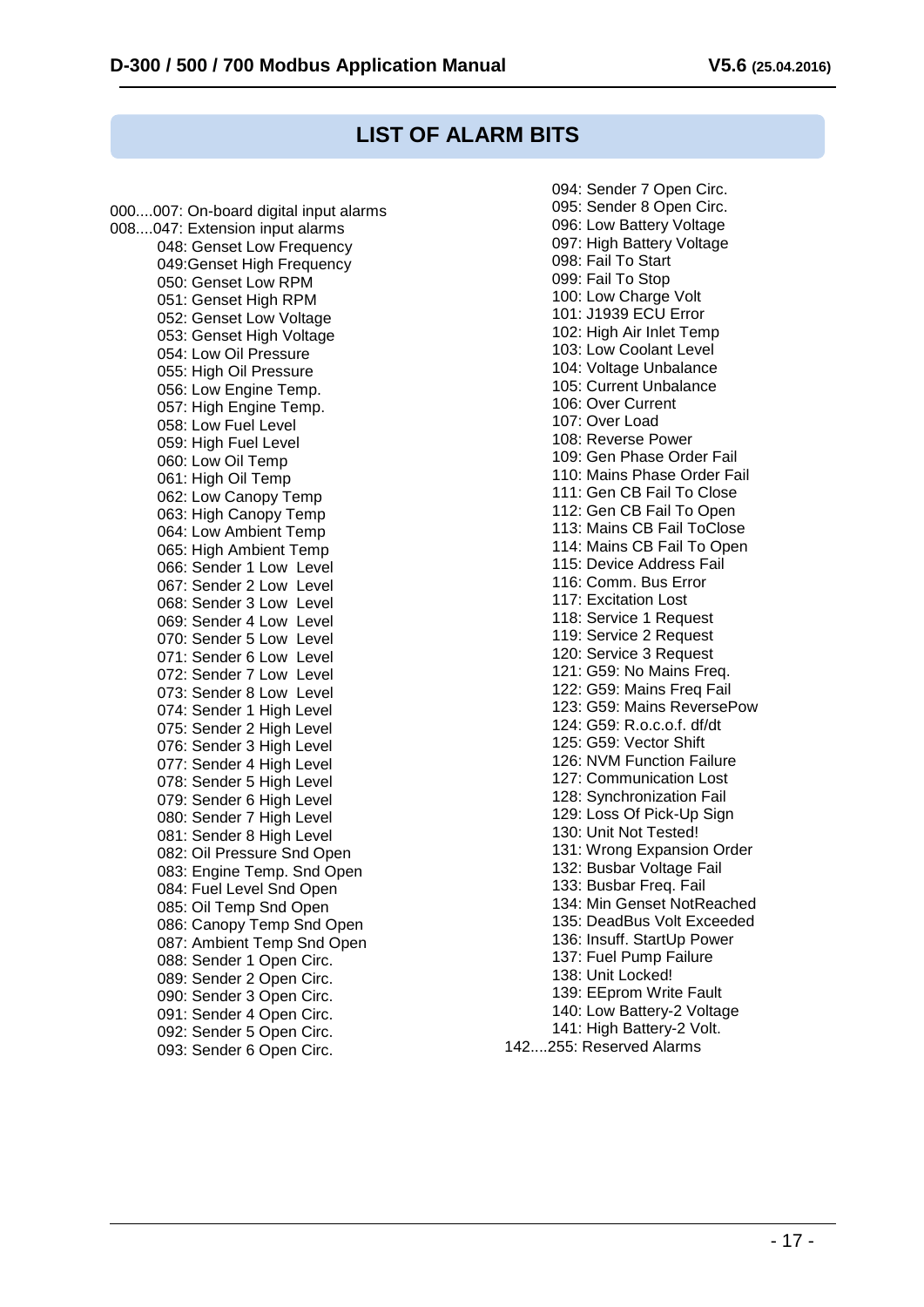## LIST OF ALARM BITS

000....007: On-board digital input alarms
008....047: Extension input alarms

- 048: Genset Low Frequency
- 049:Genset High Frequency
- 050: Genset Low RPM
- 051: Genset High RPM
- 052: Genset Low Voltage
- 053: Genset High Voltage
- 054: Low Oil Pressure
- 055: High Oil Pressure
- 056: Low Engine Temp.
- 057: High Engine Temp.
- 058: Low Fuel Level
- 059: High Fuel Level
- 060: Low Oil Temp
- 061: High Oil Temp
- 062: Low Canopy Temp
- 063: High Canopy Temp
- 064: Low Ambient Temp
- 065: High Ambient Temp
- 066: Sender 1 Low Level
- 067: Sender 2 Low Level
- 068: Sender 3 Low Level
- 069: Sender 4 Low Level
- 070: Sender 5 Low Level
- 071: Sender 6 Low Level
- 072: Sender 7 Low Level
- 073: Sender 8 Low Level
- 074: Sender 1 High Level
- 075: Sender 2 High Level
- 076: Sender 3 High Level
- 077: Sender 4 High Level
- 078: Sender 5 High Level
- 079: Sender 6 High Level
- 080: Sender 7 High Level
- 081: Sender 8 High Level
- 082: Oil Pressure Snd Open
- 083: Engine Temp. Snd Open
- 084: Fuel Level Snd Open
- 085: Oil Temp Snd Open
- 086: Canopy Temp Snd Open
- 087: Ambient Temp Snd Open
- 088: Sender 1 Open Circ.
- 089: Sender 2 Open Circ.
- 090: Sender 3 Open Circ.
- 091: Sender 4 Open Circ.
- 092: Sender 5 Open Circ.
- 093: Sender 6 Open Circ.
- 094: Sender 7 Open Circ.
- 095: Sender 8 Open Circ.
- 096: Low Battery Voltage
- 097: High Battery Voltage
- 098: Fail To Start
- 099: Fail To Stop
- 100: Low Charge Volt
- 101: J1939 ECU Error
- 102: High Air Inlet Temp
- 103: Low Coolant Level
- 104: Voltage Unbalance
- 105: Current Unbalance
- 106: Over Current
- 107: Over Load
- 108: Reverse Power
- 109: Gen Phase Order Fail
- 110: Mains Phase Order Fail
- 111: Gen CB Fail To Close
- 112: Gen CB Fail To Open
- 113: Mains CB Fail ToClose
- 114: Mains CB Fail To Open
- 115: Device Address Fail
- 116: Comm. Bus Error
- 117: Excitation Lost
- 118: Service 1 Request
- 119: Service 2 Request
- 120: Service 3 Request
- 121: G59: No Mains Freq.
- 122: G59: Mains Freq Fail
- 123: G59: Mains ReversePow
- 124: G59: R.o.c.o.f. df/dt
- 125: G59: Vector Shift
- 126: NVM Function Failure
- 127: Communication Lost
- 128: Synchronization Fail
- 129: Loss Of Pick-Up Sign
- 130: Unit Not Tested!
- 131: Wrong Expansion Order
- 132: Busbar Voltage Fail
- 133: Busbar Freq. Fail
- 134: Min Genset NotReached
- 135: DeadBus Volt Exceeded
- 136: Insuff. StartUp Power
- 137: Fuel Pump Failure
- 138: Unit Locked!
- 139: EEprom Write Fault
- 140: Low Battery-2 Voltage
- 141: High Battery-2 Volt.

142....255: Reserved Alarms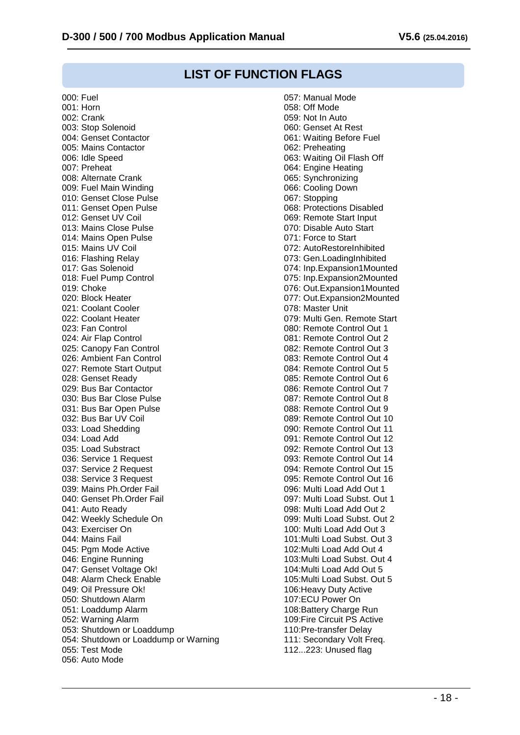# LIST OF FUNCTION FLAGS

000: Fuel
001: Horn
002: Crank
003: Stop Solenoid
004: Genset Contactor
005: Mains Contactor
006: Idle Speed
007: Preheat
008: Alternate Crank
009: Fuel Main Winding
010: Genset Close Pulse
011: Genset Open Pulse
012: Genset UV Coil
013: Mains Close Pulse
014: Mains Open Pulse
015: Mains UV Coil
016: Flashing Relay
017: Gas Solenoid
018: Fuel Pump Control
019: Choke
020: Block Heater
021: Coolant Cooler
022: Coolant Heater
023: Fan Control
024: Air Flap Control
025: Canopy Fan Control
026: Ambient Fan Control
027: Remote Start Output
028: Genset Ready
029: Bus Bar Contactor
030: Bus Bar Close Pulse
031: Bus Bar Open Pulse
032: Bus Bar UV Coil
033: Load Shedding
034: Load Add
035: Load Substract
036: Service 1 Request
037: Service 2 Request
038: Service 3 Request
039: Mains Ph.Order Fail
040: Genset Ph.Order Fail
041: Auto Ready
042: Weekly Schedule On
043: Exerciser On
044: Mains Fail
045: Pgm Mode Active
046: Engine Running
047: Genset Voltage Ok!
048: Alarm Check Enable
049: Oil Pressure Ok!
050: Shutdown Alarm
051: Loaddump Alarm
052: Warning Alarm
053: Shutdown or Loaddump
054: Shutdown or Loaddump or Warning
055: Test Mode
056: Auto Mode
057: Manual Mode
058: Off Mode
059: Not In Auto
060: Genset At Rest
061: Waiting Before Fuel
062: Preheating
063: Waiting Oil Flash Off
064: Engine Heating
065: Synchronizing
066: Cooling Down
067: Stopping
068: Protections Disabled
069: Remote Start Input
070: Disable Auto Start
071: Force to Start
072: AutoRestoreInhibited
073: Gen.LoadingInhibited
074: Inp.Expansion1Mounted
075: Inp.Expansion2Mounted
076: Out.Expansion1Mounted
077: Out.Expansion2Mounted
078: Master Unit
079: Multi Gen. Remote Start
080: Remote Control Out 1
081: Remote Control Out 2
082: Remote Control Out 3
083: Remote Control Out 4
084: Remote Control Out 5
085: Remote Control Out 6
086: Remote Control Out 7
087: Remote Control Out 8
088: Remote Control Out 9
089: Remote Control Out 10
090: Remote Control Out 11
091: Remote Control Out 12
092: Remote Control Out 13
093: Remote Control Out 14
094: Remote Control Out 15
095: Remote Control Out 16
096: Multi Load Add Out 1
097: Multi Load Subst. Out 1
098: Multi Load Add Out 2
099: Multi Load Subst. Out 2
100: Multi Load Add Out 3
101:Multi Load Subst. Out 3
102:Multi Load Add Out 4
103:Multi Load Subst. Out 4
104:Multi Load Add Out 5
105:Multi Load Subst. Out 5
106:Heavy Duty Active
107:ECU Power On
108:Battery Charge Run
109:Fire Circuit PS Active
110:Pre-transfer Delay
111: Secondary Volt Freq.
112...223: Unused flag